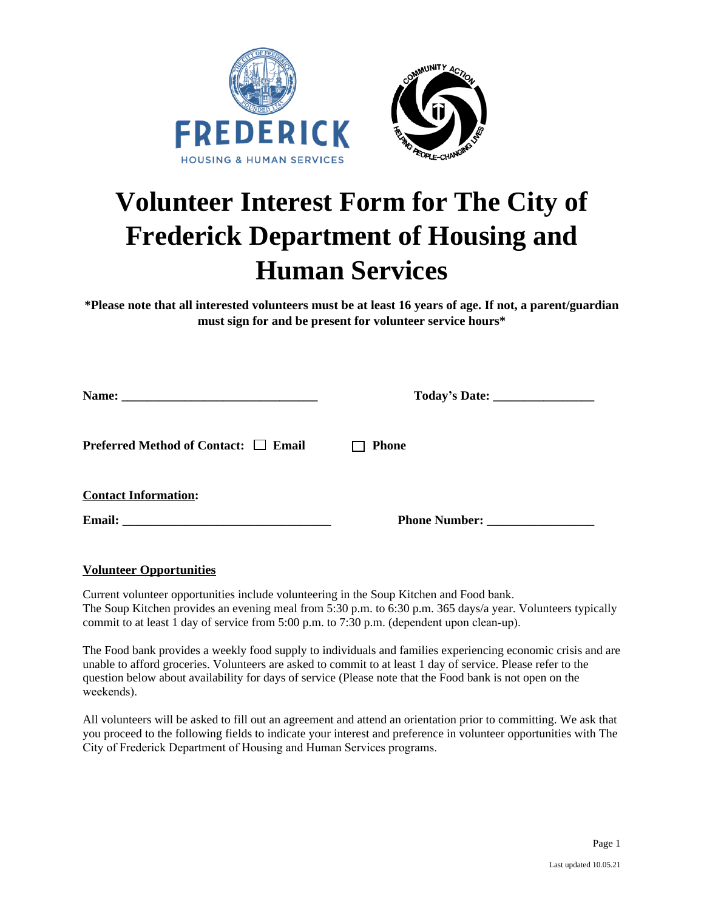FREDERICK
HOUSING & HUMAN SERVICES

# Volunteer Interest Form for The City of Frederick Department of Housing and Human Services

**\*Please note that all interested volunteers must be at least 16 years of age. If not, a parent/guardian must sign for and be present for volunteer service hours\***

**Name:** ______________________________ **Today's Date:** _______________

**Preferred Method of Contact:** ☐ **Email** ☐ **Phone**

**Contact Information:**

**Email:** _______________________________ **Phone Number:** ________________

**Volunteer Opportunities**

Current volunteer opportunities include volunteering in the Soup Kitchen and Food bank.
The Soup Kitchen provides an evening meal from 5:30 p.m. to 6:30 p.m. 365 days/a year. Volunteers typically commit to at least 1 day of service from 5:00 p.m. to 7:30 p.m. (dependent upon clean-up).

The Food bank provides a weekly food supply to individuals and families experiencing economic crisis and are unable to afford groceries. Volunteers are asked to commit to at least 1 day of service. Please refer to the question below about availability for days of service (Please note that the Food bank is not open on the weekends).

All volunteers will be asked to fill out an agreement and attend an orientation prior to committing. We ask that you proceed to the following fields to indicate your interest and preference in volunteer opportunities with The City of Frederick Department of Housing and Human Services programs.

Last updated 10.05.21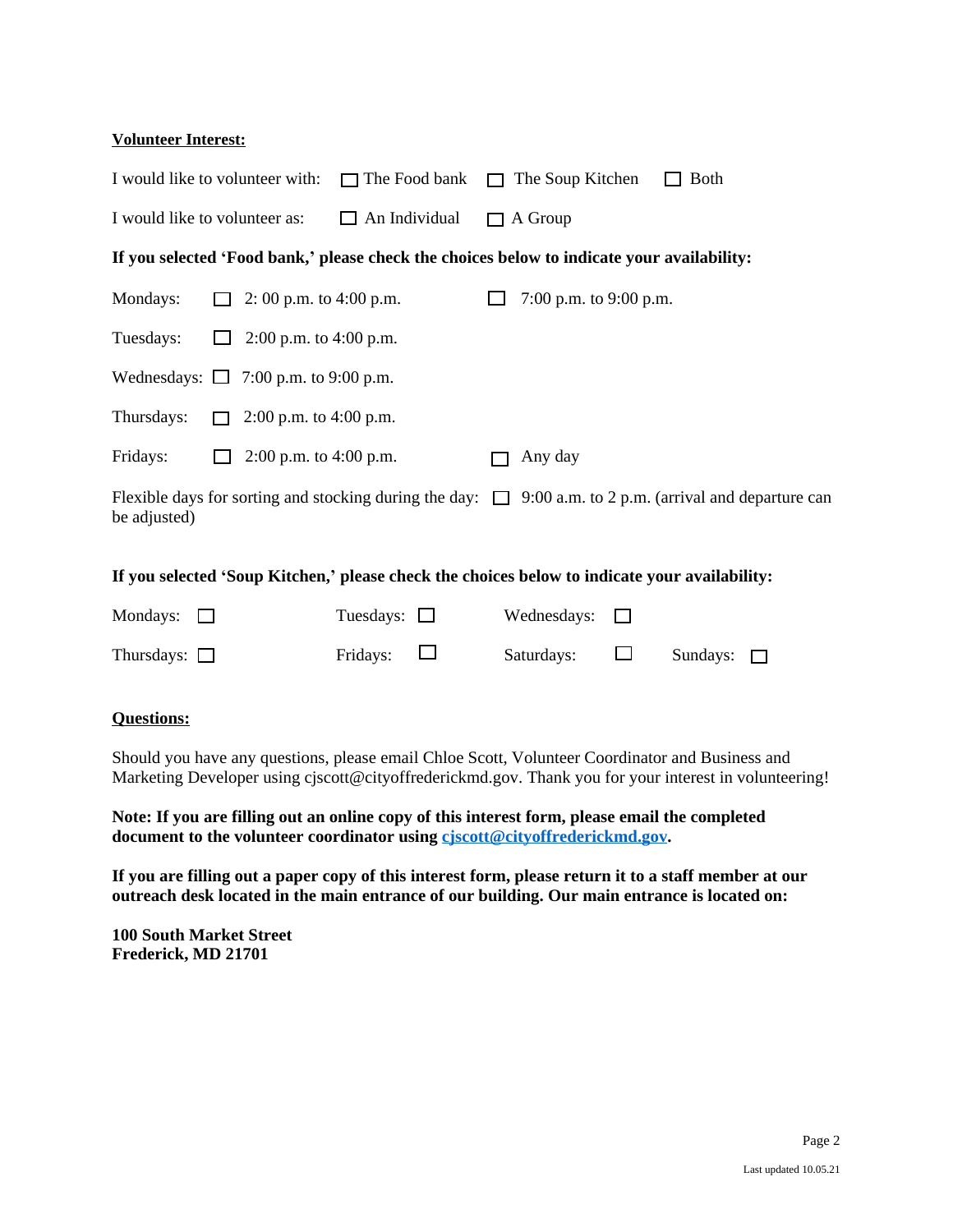**Volunteer Interest:**

I would like to volunteer with: ☐ The Food bank ☐ The Soup Kitchen ☐ Both

I would like to volunteer as: ☐ An Individual ☐ A Group

**If you selected 'Food bank,' please check the choices below to indicate your availability:**

Mondays: ☐ 2: 00 p.m. to 4:00 p.m. ☐ 7:00 p.m. to 9:00 p.m.

Tuesdays: ☐ 2:00 p.m. to 4:00 p.m.

Wednesdays: ☐ 7:00 p.m. to 9:00 p.m.

Thursdays: ☐ 2:00 p.m. to 4:00 p.m.

Fridays: ☐ 2:00 p.m. to 4:00 p.m. ☐ Any day

Flexible days for sorting and stocking during the day: ☐ 9:00 a.m. to 2 p.m. (arrival and departure can be adjusted)

**If you selected 'Soup Kitchen,' please check the choices below to indicate your availability:**

Mondays: ☐ Tuesdays: ☐ Wednesdays: ☐

Thursdays: ☐ Fridays: ☐ Saturdays: ☐ Sundays: ☐

**Questions:**

Should you have any questions, please email Chloe Scott, Volunteer Coordinator and Business and Marketing Developer using cjscott@cityoffrederickmd.gov. Thank you for your interest in volunteering!

**Note: If you are filling out an online copy of this interest form, please email the completed document to the volunteer coordinator using cjscott@cityoffrederickmd.gov.**

**If you are filling out a paper copy of this interest form, please return it to a staff member at our outreach desk located in the main entrance of our building. Our main entrance is located on:**

**100 South Market Street**
**Frederick, MD 21701**

Last updated 10.05.21